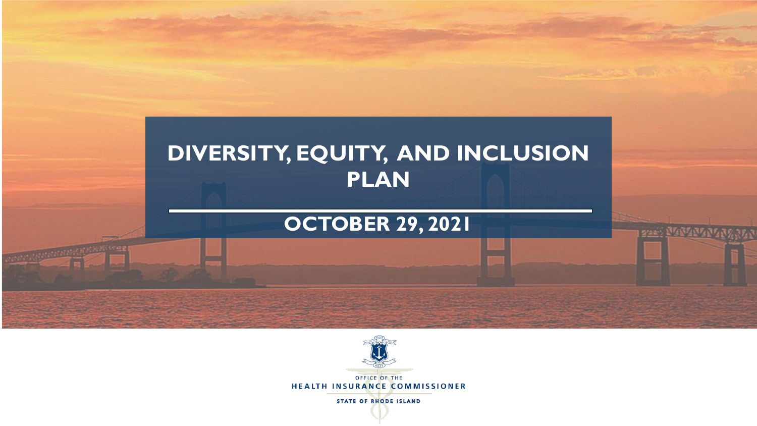# DIVERSITY, EQUITY, AND INCLUSION PLAN

## OCTOBER 29, 2021

OFFICE OF THE
HEALTH INSURANCE COMMISSIONER
STATE OF RHODE ISLAND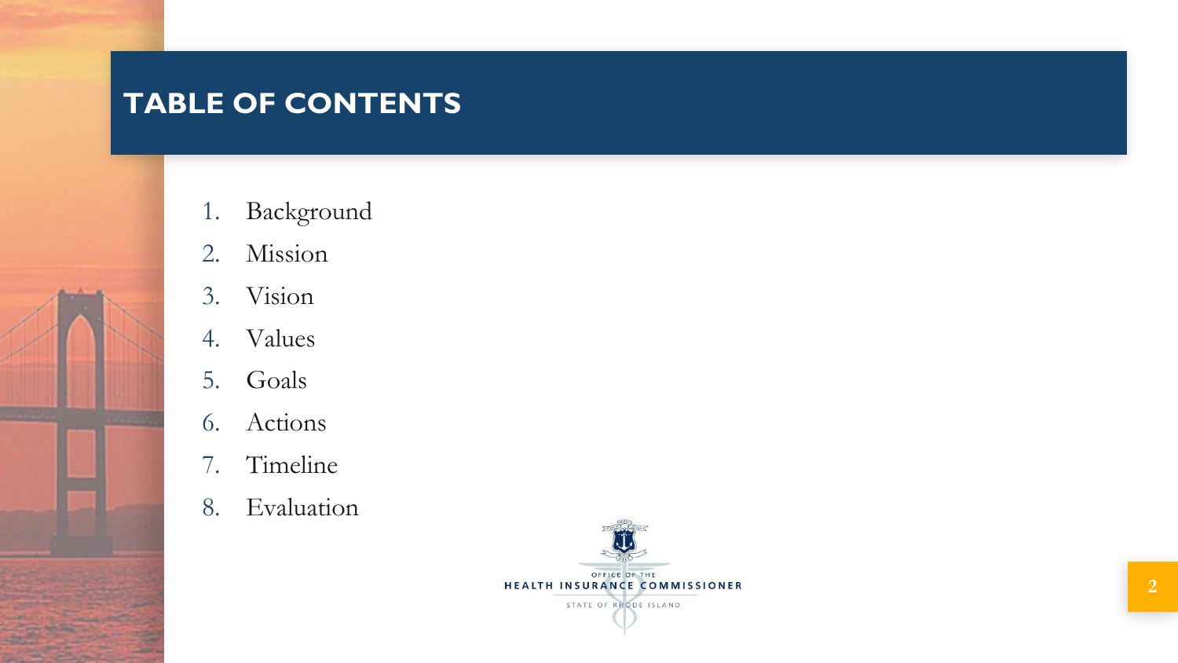# TABLE OF CONTENTS

1. Background
2. Mission
3. Vision
4. Values
5. Goals
6. Actions
7. Timeline
8. Evaluation

OFFICE OF THE
HEALTH INSURANCE COMMISSIONER
STATE OF RHODE ISLAND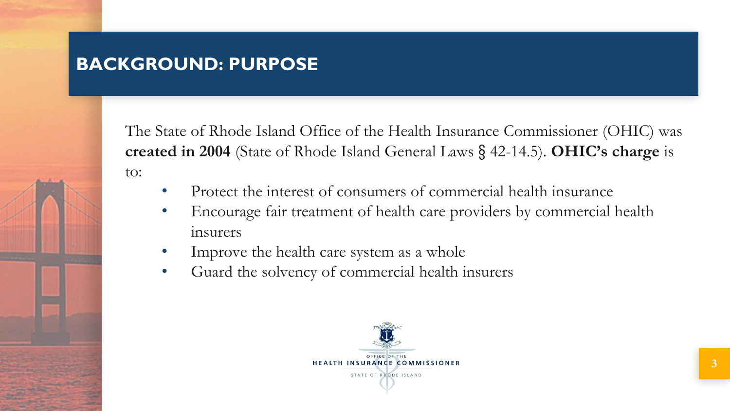# BACKGROUND: PURPOSE

The State of Rhode Island Office of the Health Insurance Commissioner (OHIC) was **created in 2004** (State of Rhode Island General Laws § 42-14.5). **OHIC's charge** is to:

- Protect the interest of consumers of commercial health insurance
- Encourage fair treatment of health care providers by commercial health insurers
- Improve the health care system as a whole
- Guard the solvency of commercial health insurers

OFFICE OF THE
HEALTH INSURANCE COMMISSIONER
STATE OF RHODE ISLAND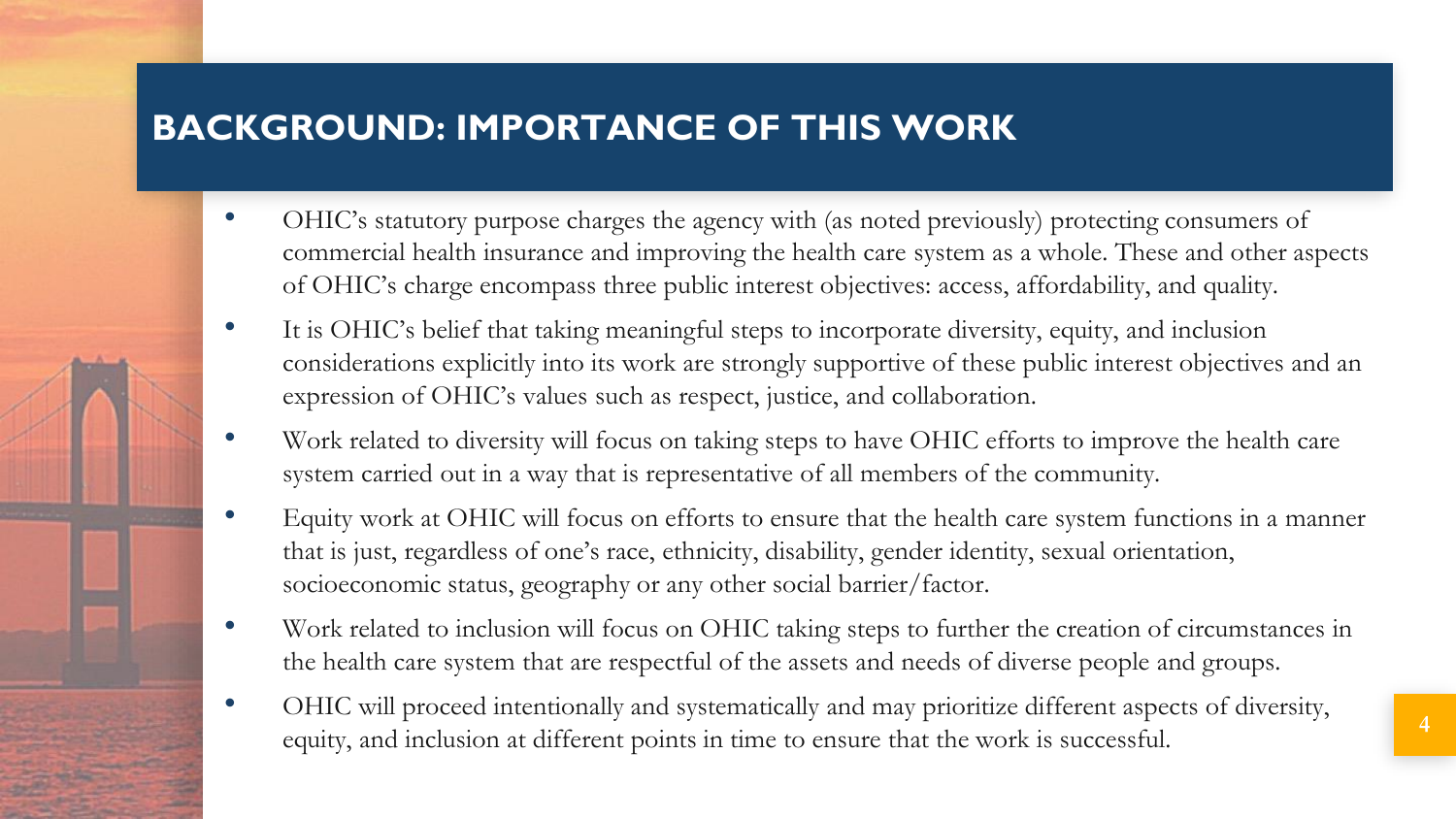# BACKGROUND: IMPORTANCE OF THIS WORK

- OHIC's statutory purpose charges the agency with (as noted previously) protecting consumers of commercial health insurance and improving the health care system as a whole. These and other aspects of OHIC's charge encompass three public interest objectives: access, affordability, and quality.
- It is OHIC's belief that taking meaningful steps to incorporate diversity, equity, and inclusion considerations explicitly into its work are strongly supportive of these public interest objectives and an expression of OHIC's values such as respect, justice, and collaboration.
- Work related to diversity will focus on taking steps to have OHIC efforts to improve the health care system carried out in a way that is representative of all members of the community.
- Equity work at OHIC will focus on efforts to ensure that the health care system functions in a manner that is just, regardless of one's race, ethnicity, disability, gender identity, sexual orientation, socioeconomic status, geography or any other social barrier/factor.
- Work related to inclusion will focus on OHIC taking steps to further the creation of circumstances in the health care system that are respectful of the assets and needs of diverse people and groups.
- OHIC will proceed intentionally and systematically and may prioritize different aspects of diversity, equity, and inclusion at different points in time to ensure that the work is successful.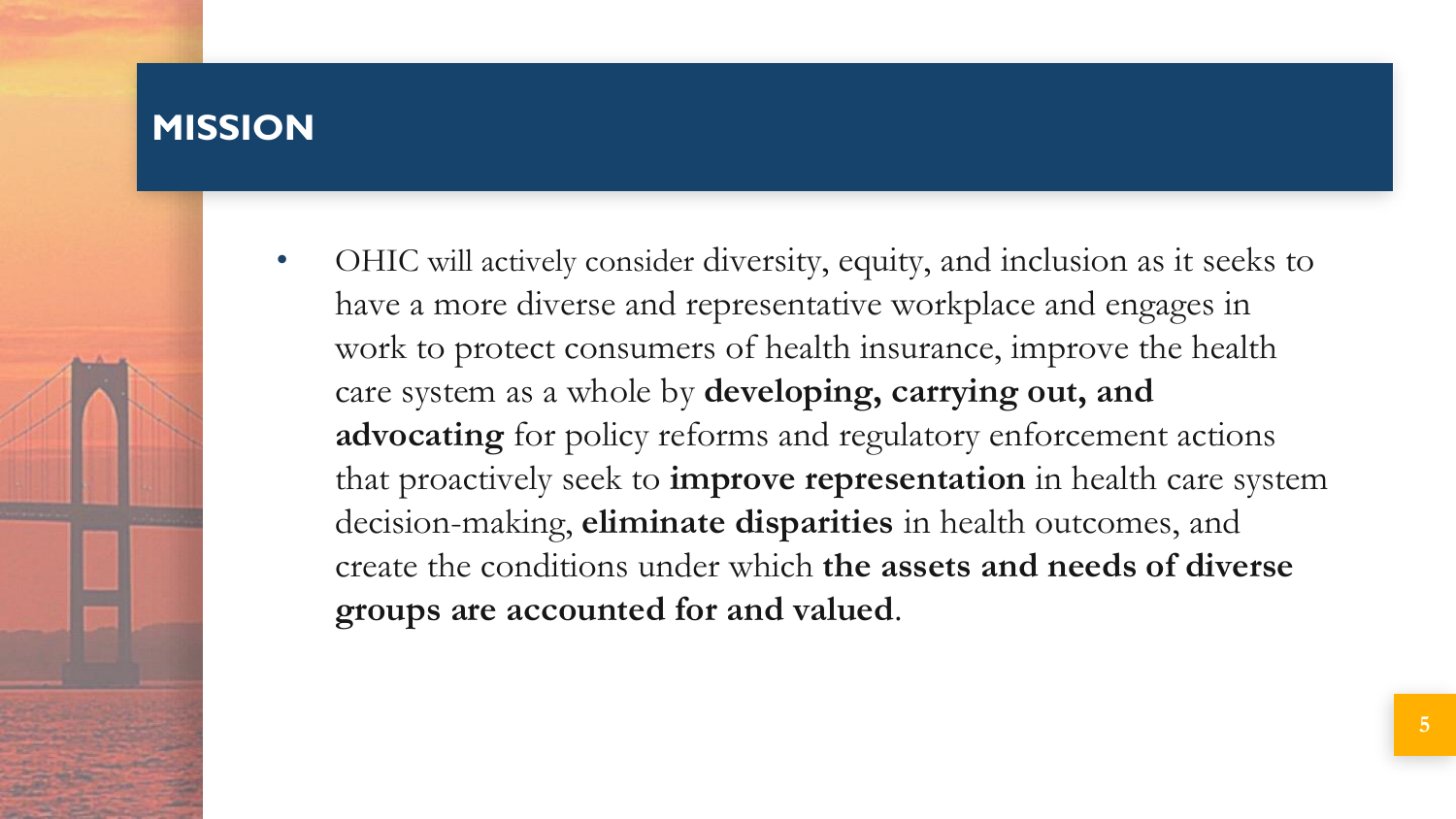## MISSION

- OHIC will actively consider diversity, equity, and inclusion as it seeks to have a more diverse and representative workplace and engages in work to protect consumers of health insurance, improve the health care system as a whole by **developing, carrying out, and advocating** for policy reforms and regulatory enforcement actions that proactively seek to **improve representation** in health care system decision-making, **eliminate disparities** in health outcomes, and create the conditions under which **the assets and needs of diverse groups are accounted for and valued**.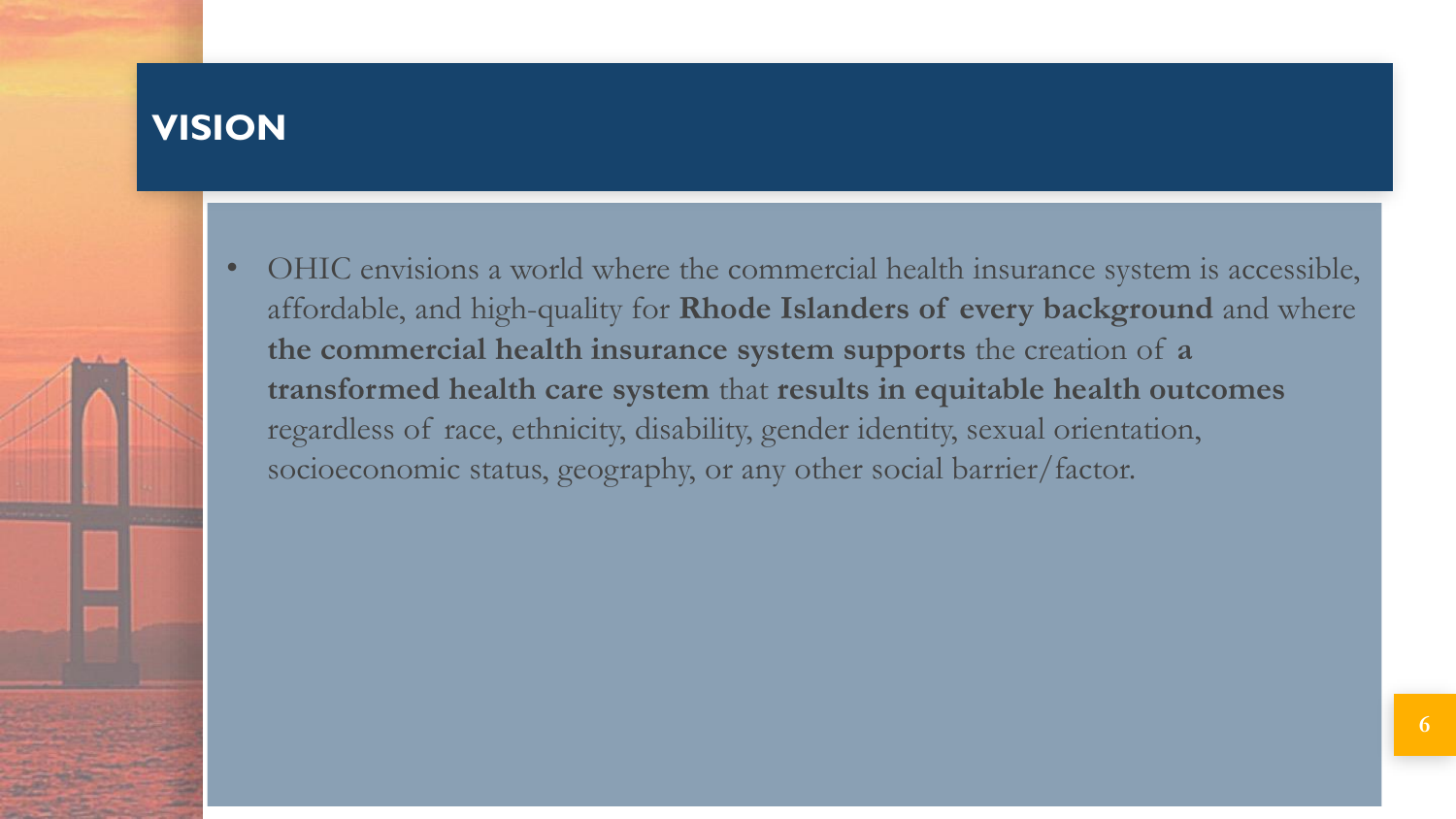# VISION

- OHIC envisions a world where the commercial health insurance system is accessible, affordable, and high-quality for **Rhode Islanders of every background** and where **the commercial health insurance system supports** the creation of **a transformed health care system** that **results in equitable health outcomes** regardless of race, ethnicity, disability, gender identity, sexual orientation, socioeconomic status, geography, or any other social barrier/factor.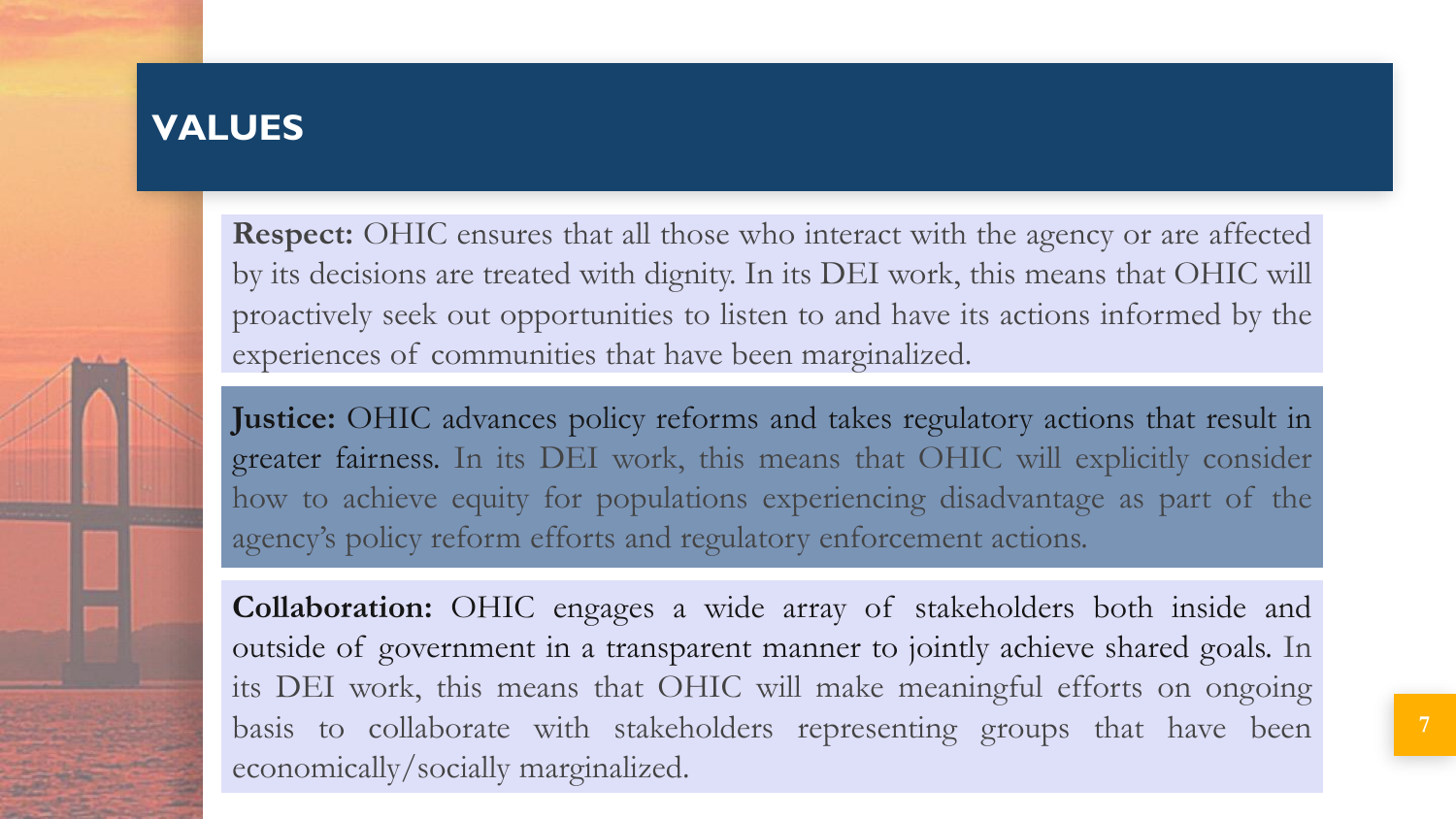# VALUES

**Respect:** OHIC ensures that all those who interact with the agency or are affected by its decisions are treated with dignity. In its DEI work, this means that OHIC will proactively seek out opportunities to listen to and have its actions informed by the experiences of communities that have been marginalized.

**Justice:** OHIC advances policy reforms and takes regulatory actions that result in greater fairness. In its DEI work, this means that OHIC will explicitly consider how to achieve equity for populations experiencing disadvantage as part of the agency's policy reform efforts and regulatory enforcement actions.

**Collaboration:** OHIC engages a wide array of stakeholders both inside and outside of government in a transparent manner to jointly achieve shared goals. In its DEI work, this means that OHIC will make meaningful efforts on ongoing basis to collaborate with stakeholders representing groups that have been economically/socially marginalized.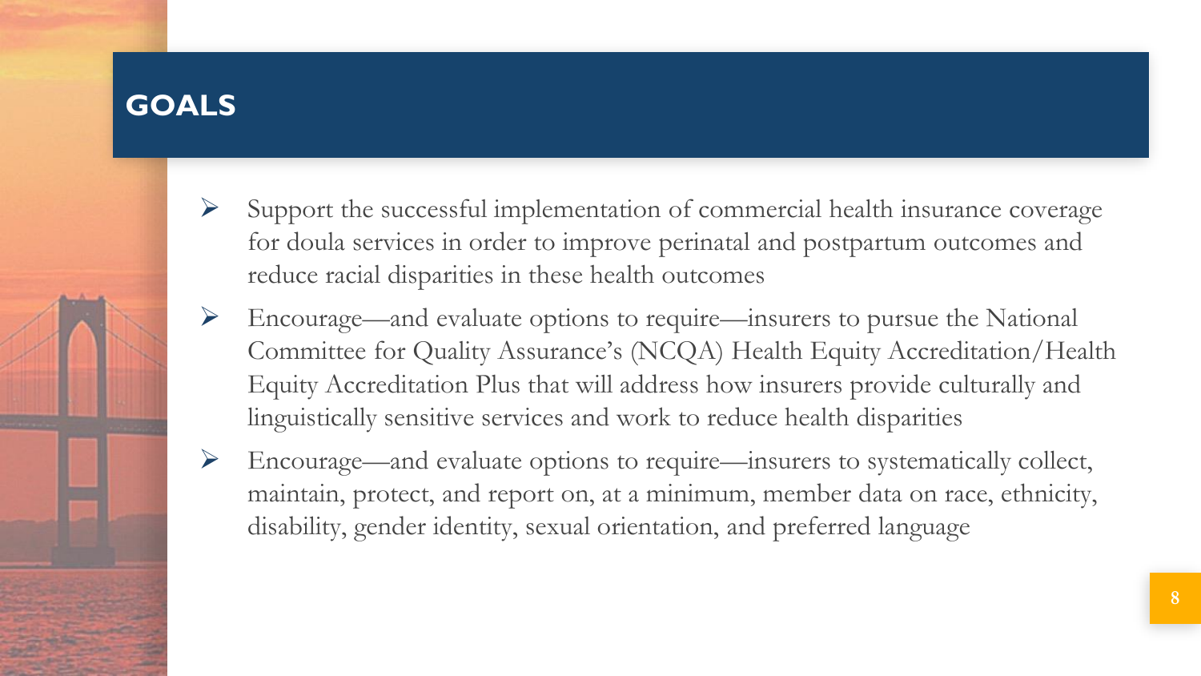# GOALS

- Support the successful implementation of commercial health insurance coverage for doula services in order to improve perinatal and postpartum outcomes and reduce racial disparities in these health outcomes
- Encourage—and evaluate options to require—insurers to pursue the National Committee for Quality Assurance's (NCQA) Health Equity Accreditation/Health Equity Accreditation Plus that will address how insurers provide culturally and linguistically sensitive services and work to reduce health disparities
- Encourage—and evaluate options to require—insurers to systematically collect, maintain, protect, and report on, at a minimum, member data on race, ethnicity, disability, gender identity, sexual orientation, and preferred language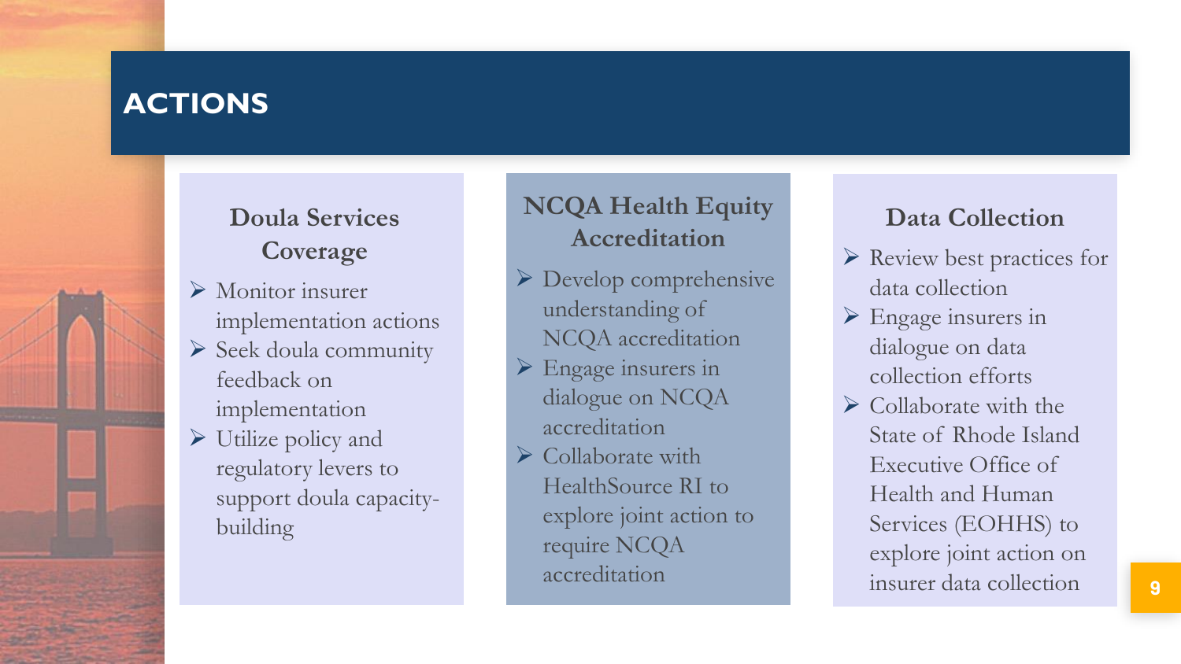# ACTIONS

## Doula Services Coverage

- Monitor insurer implementation actions
- Seek doula community feedback on implementation
- Utilize policy and regulatory levers to support doula capacity-building

## NCQA Health Equity Accreditation

- Develop comprehensive understanding of NCQA accreditation
- Engage insurers in dialogue on NCQA accreditation
- Collaborate with HealthSource RI to explore joint action to require NCQA accreditation

## Data Collection

- Review best practices for data collection
- Engage insurers in dialogue on data collection efforts
- Collaborate with the State of Rhode Island Executive Office of Health and Human Services (EOHHS) to explore joint action on insurer data collection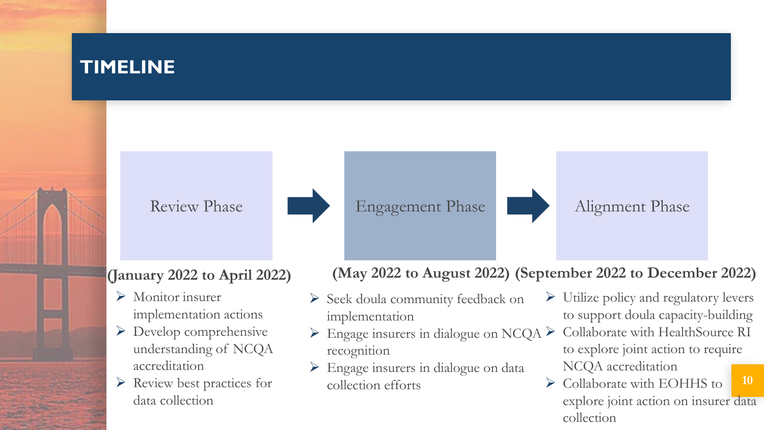# TIMELINE

## Review Phase

**(January 2022 to April 2022)**

- Monitor insurer implementation actions
- Develop comprehensive understanding of NCQA accreditation
- Review best practices for data collection

## Engagement Phase

**(May 2022 to August 2022)**

- Seek doula community feedback on implementation
- Engage insurers in dialogue on NCQA recognition
- Engage insurers in dialogue on data collection efforts

## Alignment Phase

**(September 2022 to December 2022)**

- Utilize policy and regulatory levers to support doula capacity-building
- Collaborate with HealthSource RI to explore joint action to require NCQA accreditation
- Collaborate with EOHHS to explore joint action on insurer data collection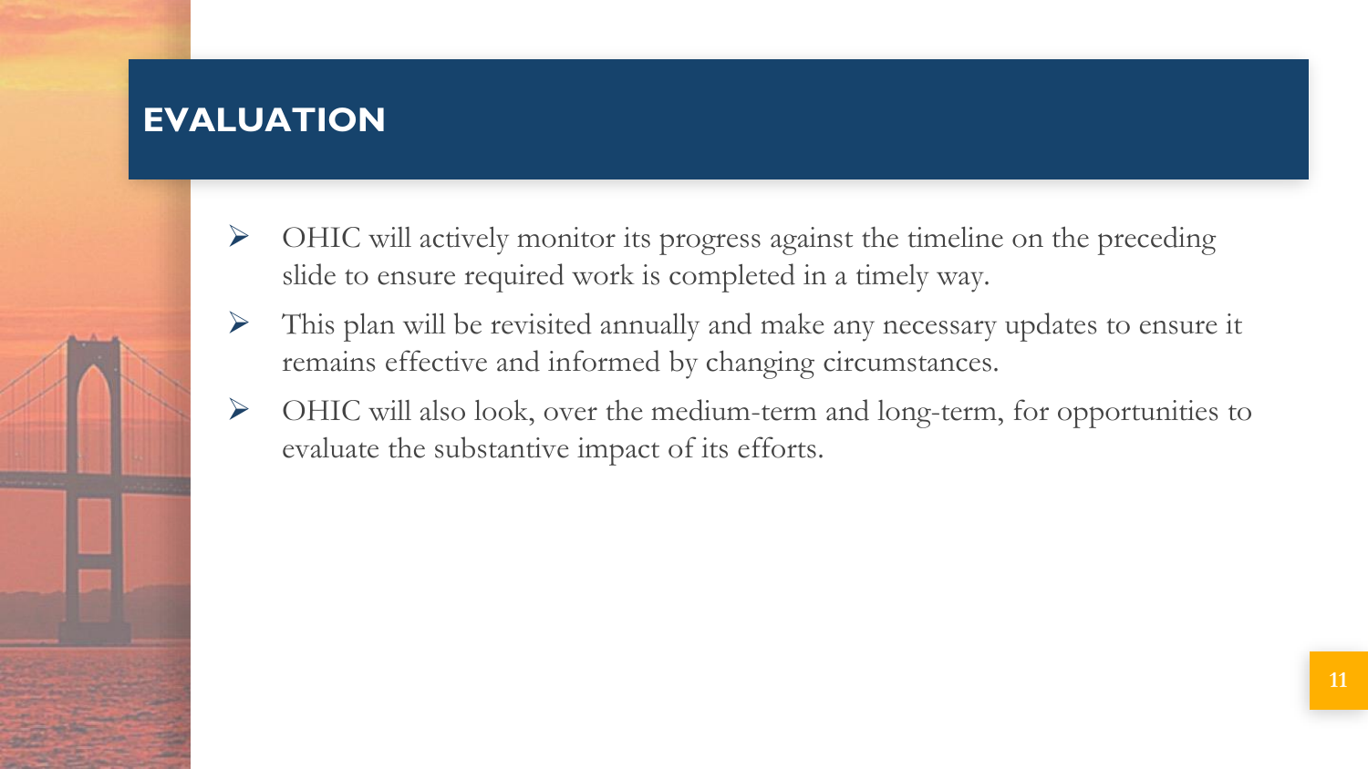# EVALUATION

- OHIC will actively monitor its progress against the timeline on the preceding slide to ensure required work is completed in a timely way.
- This plan will be revisited annually and make any necessary updates to ensure it remains effective and informed by changing circumstances.
- OHIC will also look, over the medium-term and long-term, for opportunities to evaluate the substantive impact of its efforts.